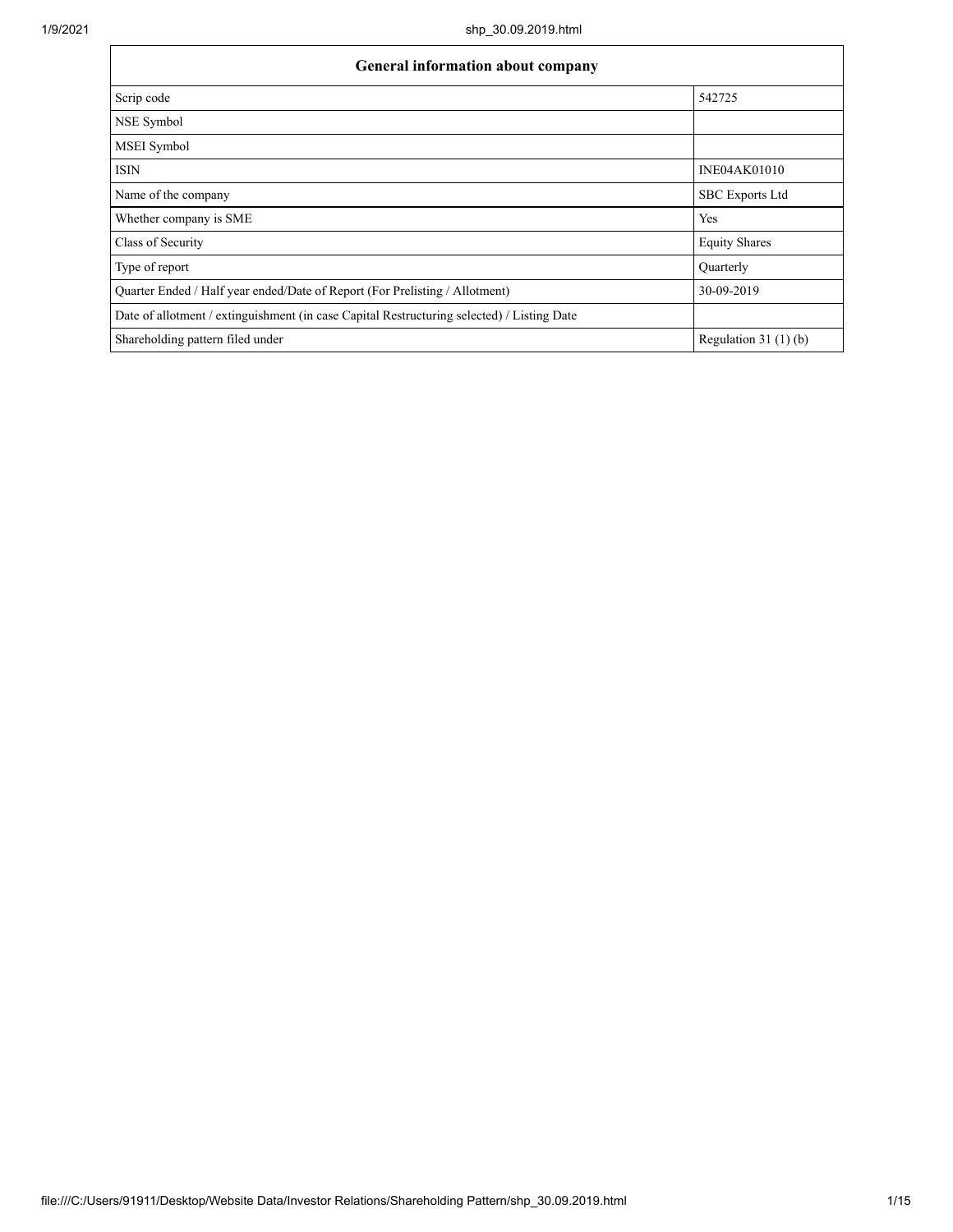| General information about company | |
|---|---|
| Scrip code | 542725 |
| NSE Symbol | |
| MSEI Symbol | |
| ISIN | INE04AK01010 |
| Name of the company | SBC Exports Ltd |
| Whether company is SME | Yes |
| Class of Security | Equity Shares |
| Type of report | Quarterly |
| Quarter Ended / Half year ended/Date of Report (For Prelisting / Allotment) | 30-09-2019 |
| Date of allotment / extinguishment (in case Capital Restructuring selected) / Listing Date | |
| Shareholding pattern filed under | Regulation 31 (1) (b) |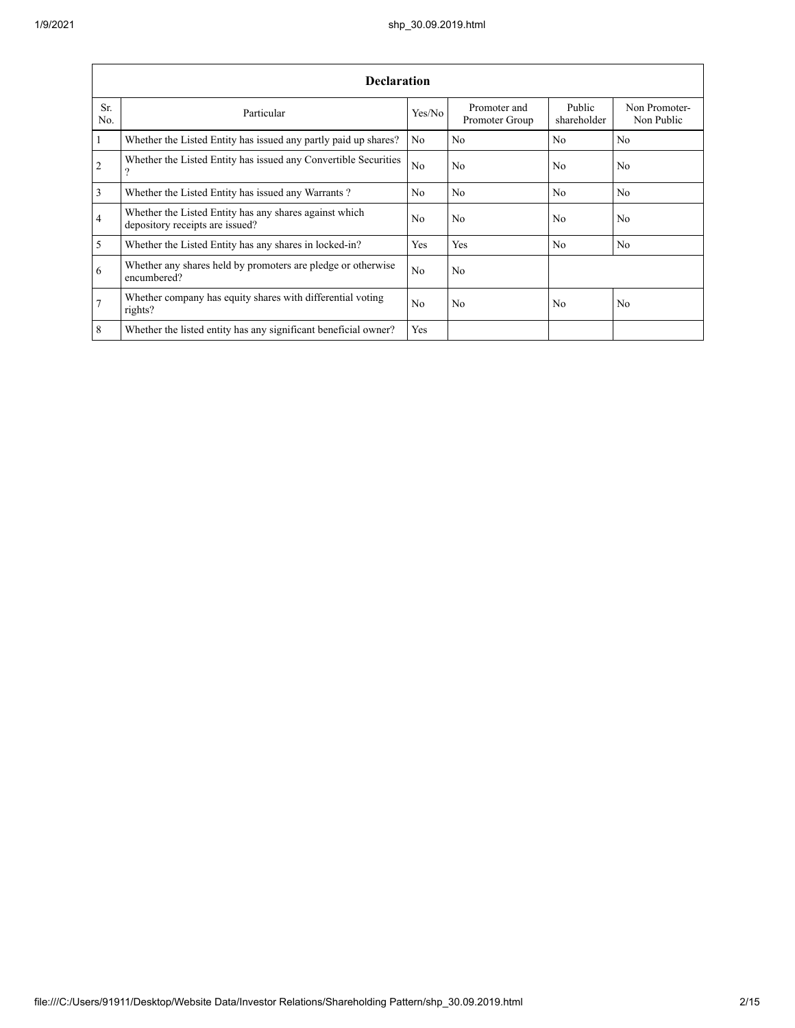| Declaration | | | | | |
|---|---|---|---|---|---|
| Sr. No. | Particular | Yes/No | Promoter and Promoter Group | Public shareholder | Non Promoter- Non Public |
| 1 | Whether the Listed Entity has issued any partly paid up shares? | No | No | No | No |
| 2 | Whether the Listed Entity has issued any Convertible Securities ? | No | No | No | No |
| 3 | Whether the Listed Entity has issued any Warrants ? | No | No | No | No |
| 4 | Whether the Listed Entity has any shares against which depository receipts are issued? | No | No | No | No |
| 5 | Whether the Listed Entity has any shares in locked-in? | Yes | Yes | No | No |
| 6 | Whether any shares held by promoters are pledge or otherwise encumbered? | No | No | | |
| 7 | Whether company has equity shares with differential voting rights? | No | No | No | No |
| 8 | Whether the listed entity has any significant beneficial owner? | Yes | | | |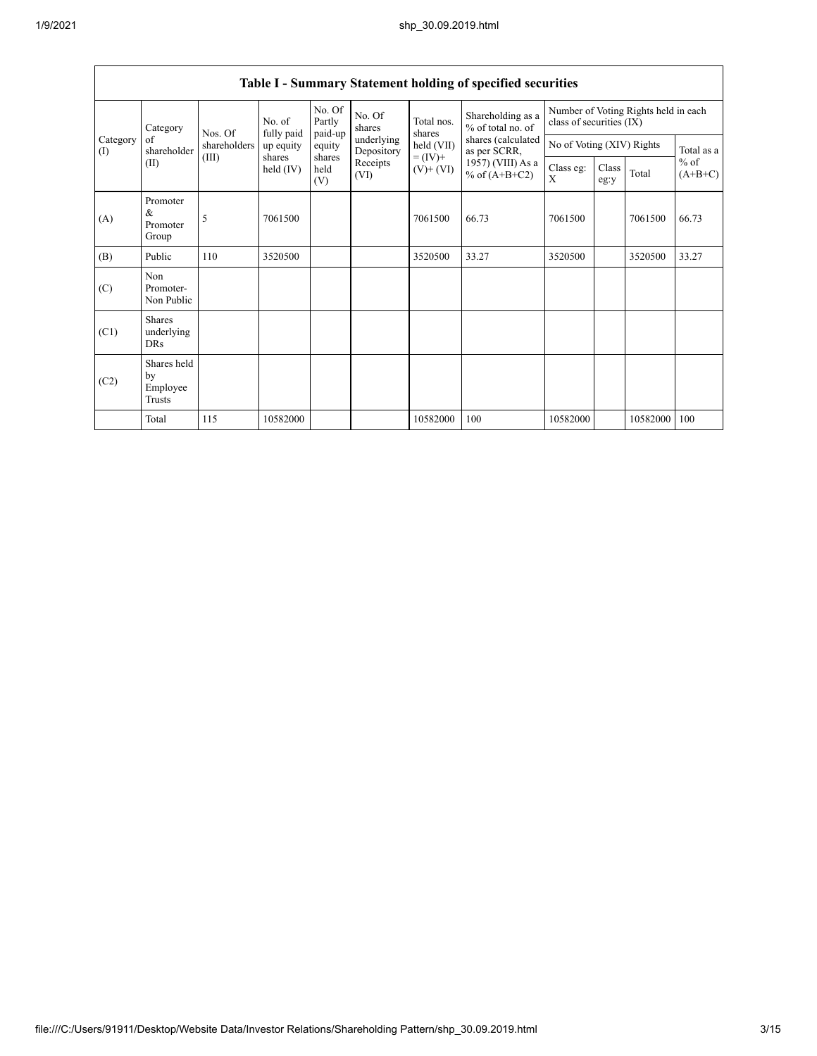## Table I - Summary Statement holding of specified securities

| Category (I) | Category of shareholder (II) | Nos. Of shareholders (III) | No. of fully paid up equity shares held (IV) | No. Of Partly paid-up equity shares held (V) | No. Of shares underlying Depository Receipts (VI) | Total nos. shares held (VII) = (IV)+ (V)+ (VI) | Shareholding as a % of total no. of shares (calculated as per SCRR, 1957) (VIII) As a % of (A+B+C2) | Number of Voting Rights held in each class of securities (IX) | | | |
|---|---|---|---|---|---|---|---|---|---|---|---|
| | | | | | | | | No of Voting (XIV) Rights | | | Total as a % of (A+B+C) |
| | | | | | | | | Class eg: X | Class eg:y | Total | |
| (A) | Promoter & Promoter Group | 5 | 7061500 | | | 7061500 | 66.73 | 7061500 | | 7061500 | 66.73 |
| (B) | Public | 110 | 3520500 | | | 3520500 | 33.27 | 3520500 | | 3520500 | 33.27 |
| (C) | Non Promoter- Non Public | | | | | | | | | | |
| (C1) | Shares underlying DRs | | | | | | | | | | |
| (C2) | Shares held by Employee Trusts | | | | | | | | | | |
| | Total | 115 | 10582000 | | | 10582000 | 100 | 10582000 | | 10582000 | 100 |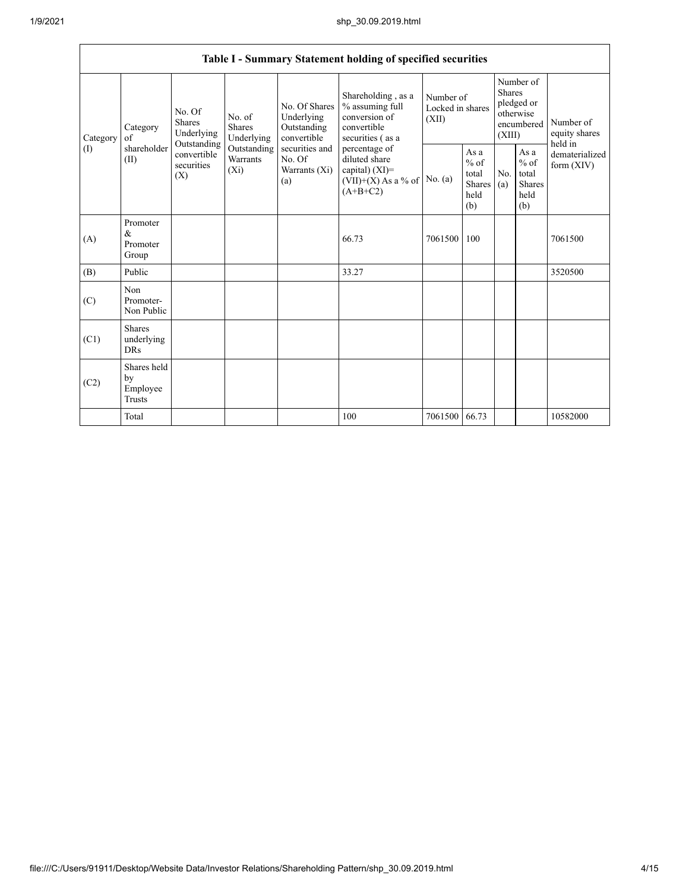| Table I - Summary Statement holding of specified securities | | | | | | | | | | | |
|---|---|---|---|---|---|---|---|---|---|---|---|
| Category (I) | Category of shareholder (II) | No. Of Shares Underlying Outstanding convertible securities (X) | No. of Shares Underlying Outstanding Warrants (Xi) | No. Of Shares Underlying Outstanding convertible securities and No. Of Warrants (Xi) (a) | Shareholding , as a % assuming full conversion of convertible securities ( as a percentage of diluted share capital) (XI)= (VII)+(X) As a % of (A+B+C2) | Number of Locked in shares (XII) | | Number of Shares pledged or otherwise encumbered (XIII) | | Number of equity shares held in dematerialized form (XIV) |
| | | | | | | No. (a) | As a % of total Shares held (b) | No. (a) | As a % of total Shares held (b) | |
| (A) | Promoter & Promoter Group | | | | 66.73 | 7061500 | 100 | | | 7061500 |
| (B) | Public | | | | 33.27 | | | | | 3520500 |
| (C) | Non Promoter- Non Public | | | | | | | | | |
| (C1) | Shares underlying DRs | | | | | | | | | |
| (C2) | Shares held by Employee Trusts | | | | | | | | | |
| | Total | | | | 100 | 7061500 | 66.73 | | | 10582000 |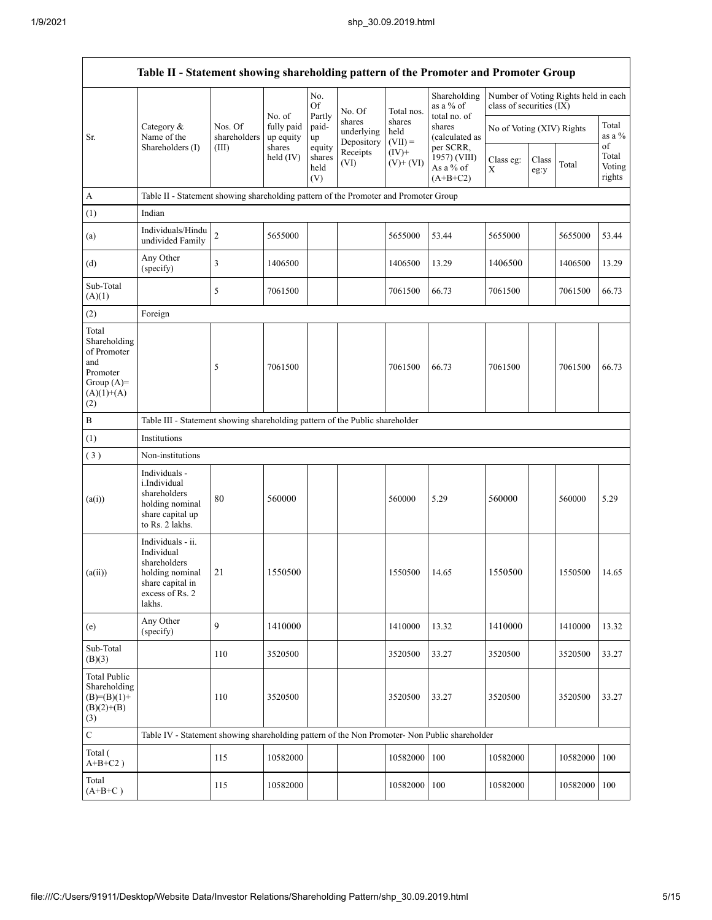| Table II - Statement showing shareholding pattern of the Promoter and Promoter Group | | | | | | | | | | | | |
|---|---|---|---|---|---|---|---|---|---|---|---|---|
| Sr. | Category & Name of the Shareholders (I) | Nos. Of shareholders (III) | No. of fully paid up equity shares held (IV) | No. Of Partly paid-up equity shares held (V) | No. Of shares underlying Depository Receipts (VI) | Total nos. shares held (VII) = (IV)+ (V)+ (VI) | Shareholding as a % of total no. of shares (calculated as per SCRR, 1957) (VIII) As a % of (A+B+C2) | Number of Voting Rights held in each class of securities (IX) | | | |
| | | | | | | | | No of Voting (XIV) Rights | | | Total as a % of Total Voting rights |
| | | | | | | | | Class eg: X | Class eg:y | Total | |
| A | Table II - Statement showing shareholding pattern of the Promoter and Promoter Group | | | | | | | | | | |
| (1) | Indian | | | | | | | | | | |
| (a) | Individuals/Hindu undivided Family | 2 | 5655000 | | | 5655000 | 53.44 | 5655000 | | 5655000 | 53.44 |
| (d) | Any Other (specify) | 3 | 1406500 | | | 1406500 | 13.29 | 1406500 | | 1406500 | 13.29 |
| Sub-Total (A)(1) | | 5 | 7061500 | | | 7061500 | 66.73 | 7061500 | | 7061500 | 66.73 |
| (2) | Foreign | | | | | | | | | | |
| Total Shareholding of Promoter and Promoter Group (A)=(A)(1)+(A)(2) | | 5 | 7061500 | | | 7061500 | 66.73 | 7061500 | | 7061500 | 66.73 |
| B | Table III - Statement showing shareholding pattern of the Public shareholder | | | | | | | | | | |
| (1) | Institutions | | | | | | | | | | |
| ( 3 ) | Non-institutions | | | | | | | | | | |
| (a(i)) | Individuals - i.Individual shareholders holding nominal share capital up to Rs. 2 lakhs. | 80 | 560000 | | | 560000 | 5.29 | 560000 | | 560000 | 5.29 |
| (a(ii)) | Individuals - ii. Individual shareholders holding nominal share capital in excess of Rs. 2 lakhs. | 21 | 1550500 | | | 1550500 | 14.65 | 1550500 | | 1550500 | 14.65 |
| (e) | Any Other (specify) | 9 | 1410000 | | | 1410000 | 13.32 | 1410000 | | 1410000 | 13.32 |
| Sub-Total (B)(3) | | 110 | 3520500 | | | 3520500 | 33.27 | 3520500 | | 3520500 | 33.27 |
| Total Public Shareholding (B)=(B)(1)+(B)(2)+(B)(3) | | 110 | 3520500 | | | 3520500 | 33.27 | 3520500 | | 3520500 | 33.27 |
| C | Table IV - Statement showing shareholding pattern of the Non Promoter- Non Public shareholder | | | | | | | | | | |
| Total ( A+B+C2 ) | | 115 | 10582000 | | | 10582000 | 100 | 10582000 | | 10582000 | 100 |
| Total (A+B+C ) | | 115 | 10582000 | | | 10582000 | 100 | 10582000 | | 10582000 | 100 |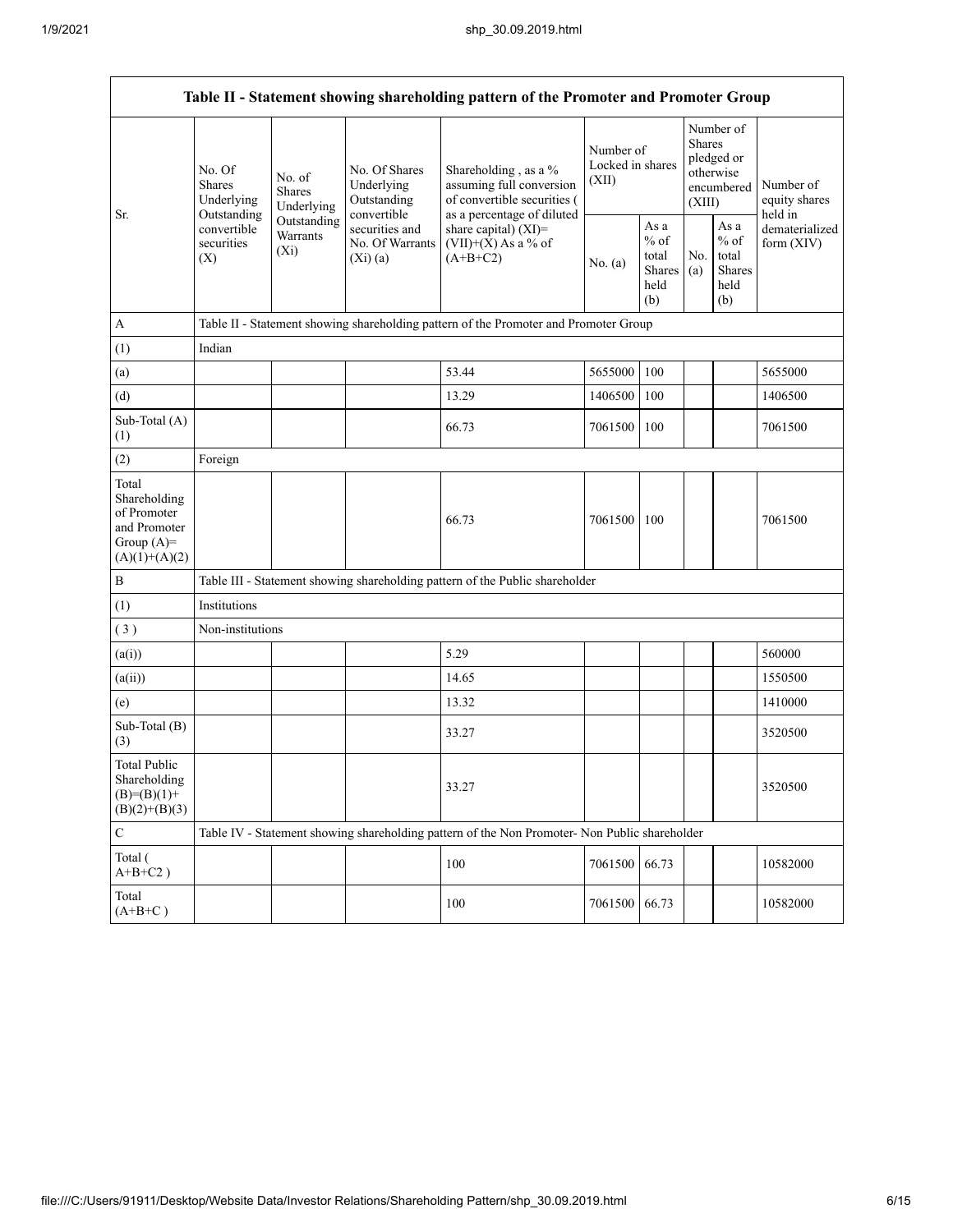| Table II - Statement showing shareholding pattern of the Promoter and Promoter Group | | | | | | | | | |
|---|---|---|---|---|---|---|---|---|---|
| Sr. | No. Of Shares Underlying Outstanding convertible securities (X) | No. of Shares Underlying Outstanding Warrants (Xi) | No. Of Shares Underlying Outstanding convertible securities and No. Of Warrants (Xi) (a) | Shareholding , as a % assuming full conversion of convertible securities ( as a percentage of diluted share capital) (XI)= (VII)+(X) As a % of (A+B+C2) | Number of Locked in shares (XII) | | Number of Shares pledged or otherwise encumbered (XIII) | | Number of equity shares held in dematerialized form (XIV) |
| | | | | | No. (a) | As a % of total Shares held (b) | No. (a) | As a % of total Shares held (b) | |
| A | Table II - Statement showing shareholding pattern of the Promoter and Promoter Group | | | | | | | | |
| (1) | Indian | | | | | | | | |
| (a) | | | | 53.44 | 5655000 | 100 | | | 5655000 |
| (d) | | | | 13.29 | 1406500 | 100 | | | 1406500 |
| Sub-Total (A) (1) | | | | 66.73 | 7061500 | 100 | | | 7061500 |
| (2) | Foreign | | | | | | | | |
| Total Shareholding of Promoter and Promoter Group (A)= (A)(1)+(A)(2) | | | | 66.73 | 7061500 | 100 | | | 7061500 |
| B | Table III - Statement showing shareholding pattern of the Public shareholder | | | | | | | | |
| (1) | Institutions | | | | | | | | |
| ( 3 ) | Non-institutions | | | | | | | | |
| (a(i)) | | | | 5.29 | | | | | 560000 |
| (a(ii)) | | | | 14.65 | | | | | 1550500 |
| (e) | | | | 13.32 | | | | | 1410000 |
| Sub-Total (B) (3) | | | | 33.27 | | | | | 3520500 |
| Total Public Shareholding (B)=(B)(1)+ (B)(2)+(B)(3) | | | | 33.27 | | | | | 3520500 |
| C | Table IV - Statement showing shareholding pattern of the Non Promoter- Non Public shareholder | | | | | | | | |
| Total ( A+B+C2 ) | | | | 100 | 7061500 | 66.73 | | | 10582000 |
| Total (A+B+C ) | | | | 100 | 7061500 | 66.73 | | | 10582000 |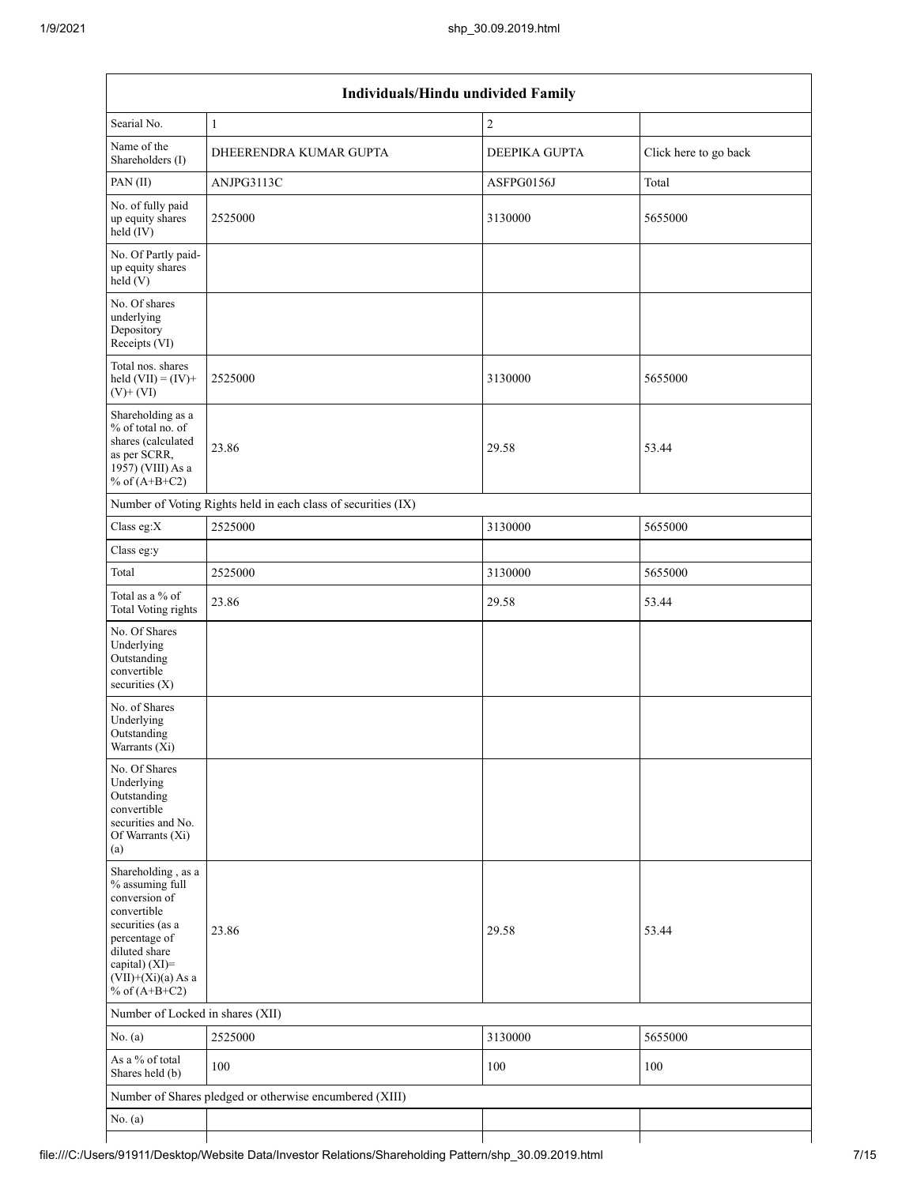| Individuals/Hindu undivided Family | | | |
|---|---|---|---|
| Searial No. | 1 | 2 | |
| Name of the Shareholders (I) | DHEERENDRA KUMAR GUPTA | DEEPIKA GUPTA | Click here to go back |
| PAN (II) | ANJPG3113C | ASFPG0156J | Total |
| No. of fully paid up equity shares held (IV) | 2525000 | 3130000 | 5655000 |
| No. Of Partly paid-up equity shares held (V) | | | |
| No. Of shares underlying Depository Receipts (VI) | | | |
| Total nos. shares held (VII) = (IV)+(V)+ (VI) | 2525000 | 3130000 | 5655000 |
| Shareholding as a % of total no. of shares (calculated as per SCRR, 1957) (VIII) As a % of (A+B+C2) | 23.86 | 29.58 | 53.44 |
| Number of Voting Rights held in each class of securities (IX) | | | |
| Class eg:X | 2525000 | 3130000 | 5655000 |
| Class eg:y | | | |
| Total | 2525000 | 3130000 | 5655000 |
| Total as a % of Total Voting rights | 23.86 | 29.58 | 53.44 |
| No. Of Shares Underlying Outstanding convertible securities (X) | | | |
| No. of Shares Underlying Outstanding Warrants (Xi) | | | |
| No. Of Shares Underlying Outstanding convertible securities and No. Of Warrants (Xi) (a) | | | |
| Shareholding , as a % assuming full conversion of convertible securities (as a percentage of diluted share capital) (XI)= (VII)+(Xi)(a) As a % of (A+B+C2) | 23.86 | 29.58 | 53.44 |
| Number of Locked in shares (XII) | | | |
| No. (a) | 2525000 | 3130000 | 5655000 |
| As a % of total Shares held (b) | 100 | 100 | 100 |
| Number of Shares pledged or otherwise encumbered (XIII) | | | |
| No. (a) | | | |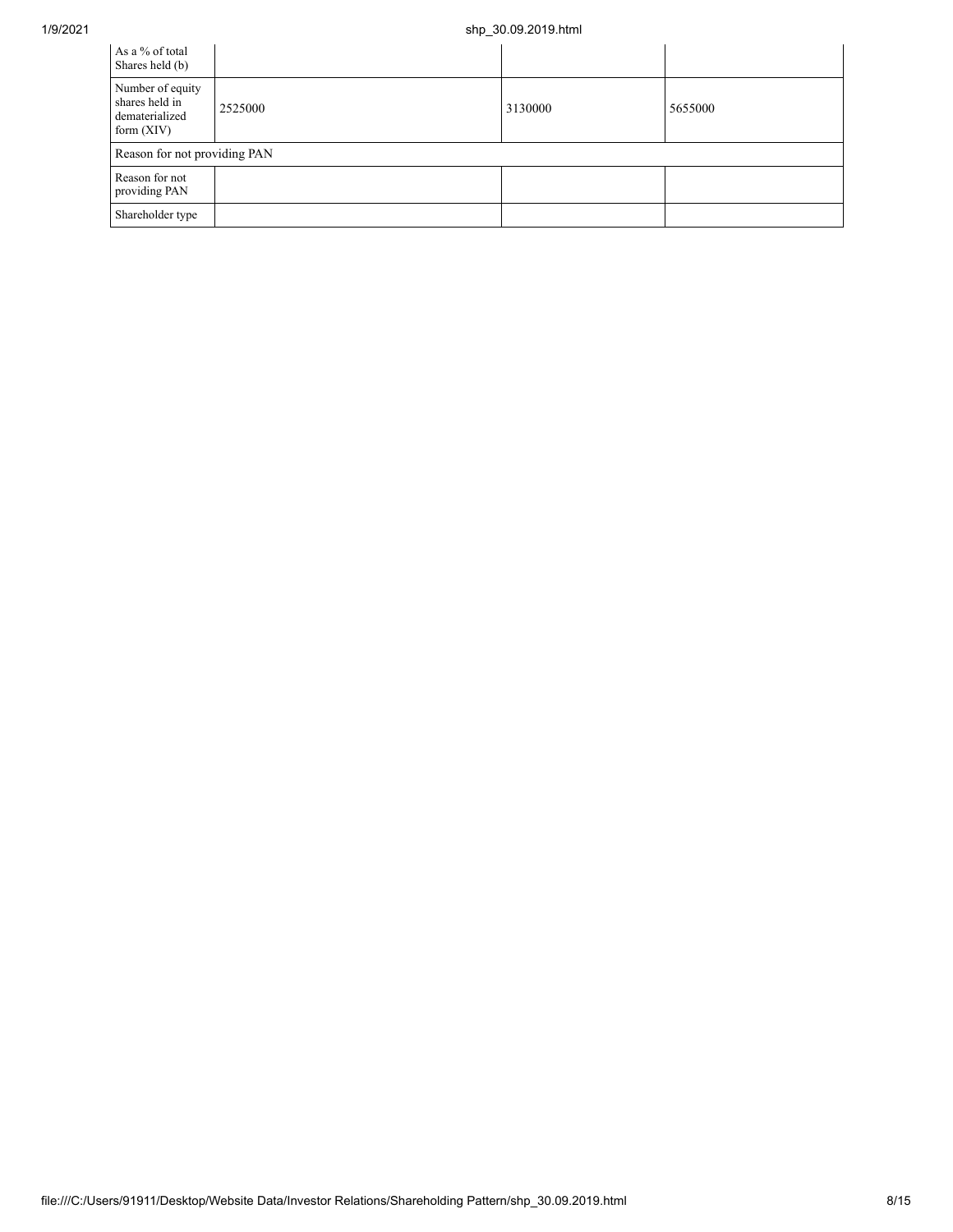| As a % of total Shares held (b) | | | |
|---|---|---|---|
| Number of equity shares held in dematerialized form (XIV) | 2525000 | 3130000 | 5655000 |
| Reason for not providing PAN | | | |
| Reason for not providing PAN | | | |
| Shareholder type | | | |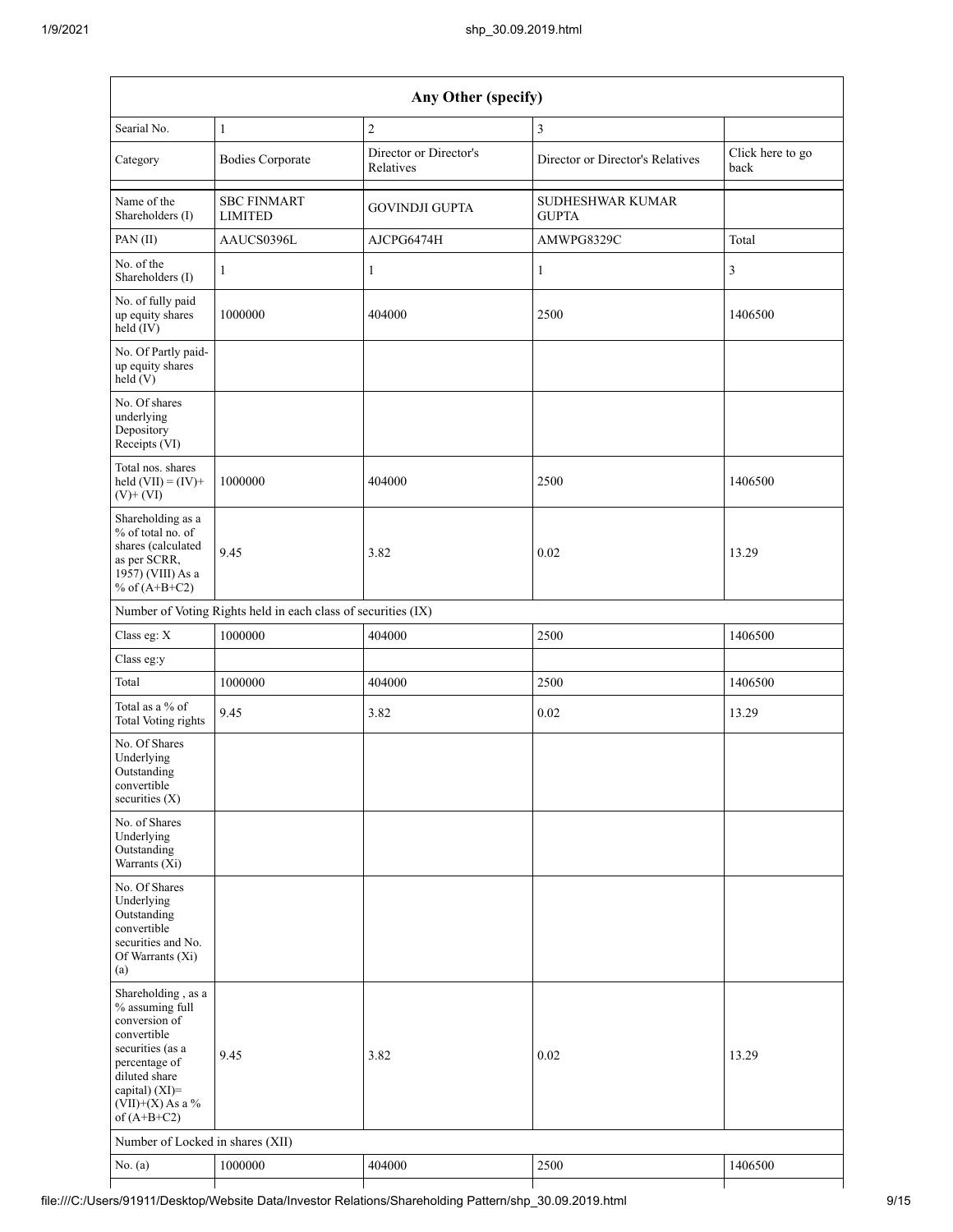| Any Other (specify) | | | | |
|---|---|---|---|---|
| Searial No. | 1 | 2 | 3 | |
| Category | Bodies Corporate | Director or Director's Relatives | Director or Director's Relatives | Click here to go back |
| Name of the Shareholders (I) | SBC FINMART LIMITED | GOVINDJI GUPTA | SUDHESHWAR KUMAR GUPTA | |
| PAN (II) | AAUCS0396L | AJCPG6474H | AMWPG8329C | Total |
| No. of the Shareholders (I) | 1 | 1 | 1 | 3 |
| No. of fully paid up equity shares held (IV) | 1000000 | 404000 | 2500 | 1406500 |
| No. Of Partly paid-up equity shares held (V) | | | | |
| No. Of shares underlying Depository Receipts (VI) | | | | |
| Total nos. shares held (VII) = (IV)+ (V)+ (VI) | 1000000 | 404000 | 2500 | 1406500 |
| Shareholding as a % of total no. of shares (calculated as per SCRR, 1957) (VIII) As a % of (A+B+C2) | 9.45 | 3.82 | 0.02 | 13.29 |
| Number of Voting Rights held in each class of securities (IX) | | | | |
| Class eg: X | 1000000 | 404000 | 2500 | 1406500 |
| Class eg:y | | | | |
| Total | 1000000 | 404000 | 2500 | 1406500 |
| Total as a % of Total Voting rights | 9.45 | 3.82 | 0.02 | 13.29 |
| No. Of Shares Underlying Outstanding convertible securities (X) | | | | |
| No. of Shares Underlying Outstanding Warrants (Xi) | | | | |
| No. Of Shares Underlying Outstanding convertible securities and No. Of Warrants (Xi) (a) | | | | |
| Shareholding , as a % assuming full conversion of convertible securities (as a percentage of diluted share capital) (XI)= (VII)+(X) As a % of (A+B+C2) | 9.45 | 3.82 | 0.02 | 13.29 |
| Number of Locked in shares (XII) | | | | |
| No. (a) | 1000000 | 404000 | 2500 | 1406500 |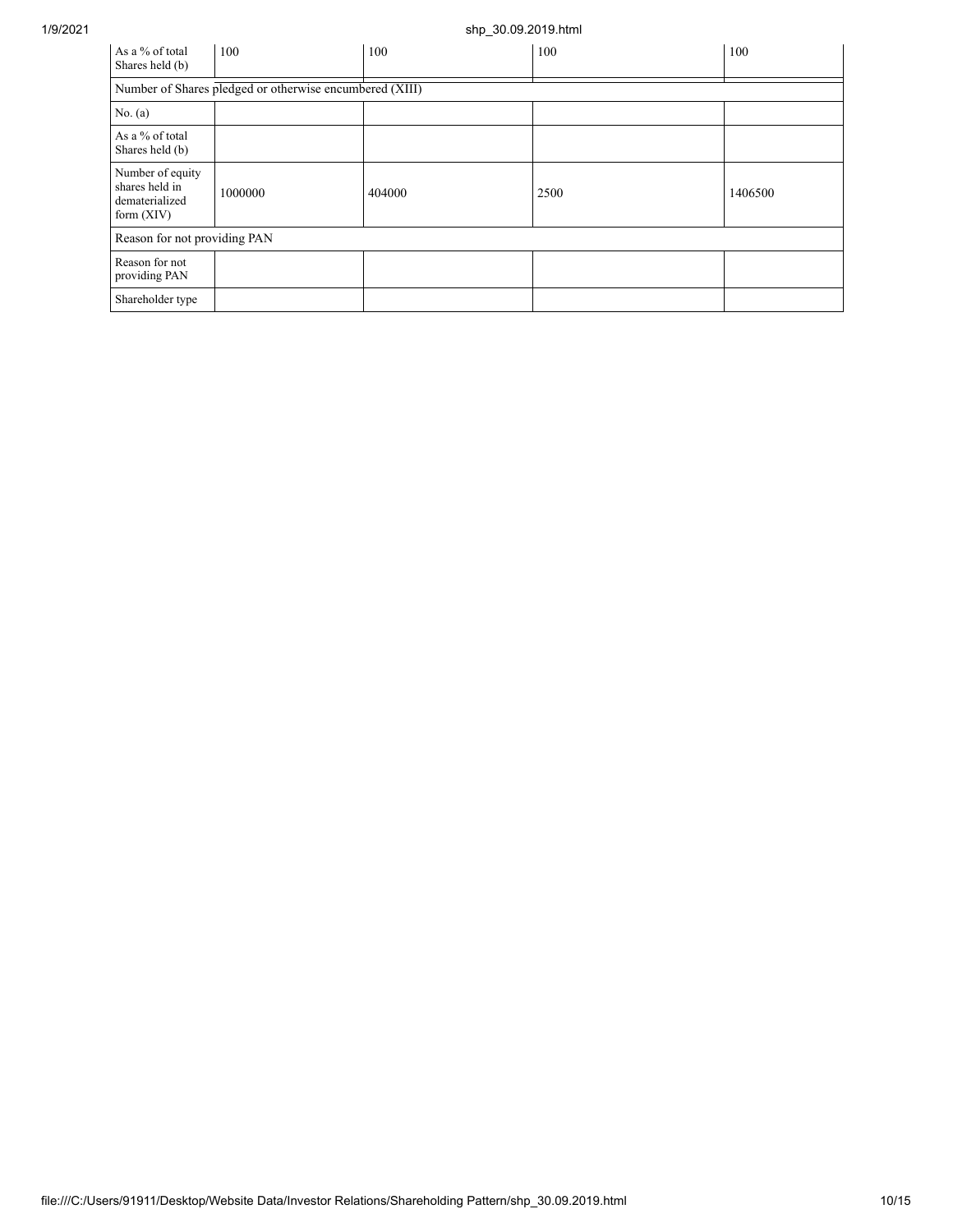| As a % of total Shares held (b) | 100 | 100 | 100 | 100 |
|---|---|---|---|---|
| Number of Shares pledged or otherwise encumbered (XIII) | | | | |
| No. (a) | | | | |
| As a % of total Shares held (b) | | | | |
| Number of equity shares held in dematerialized form (XIV) | 1000000 | 404000 | 2500 | 1406500 |
| Reason for not providing PAN | | | | |
| Reason for not providing PAN | | | | |
| Shareholder type | | | | |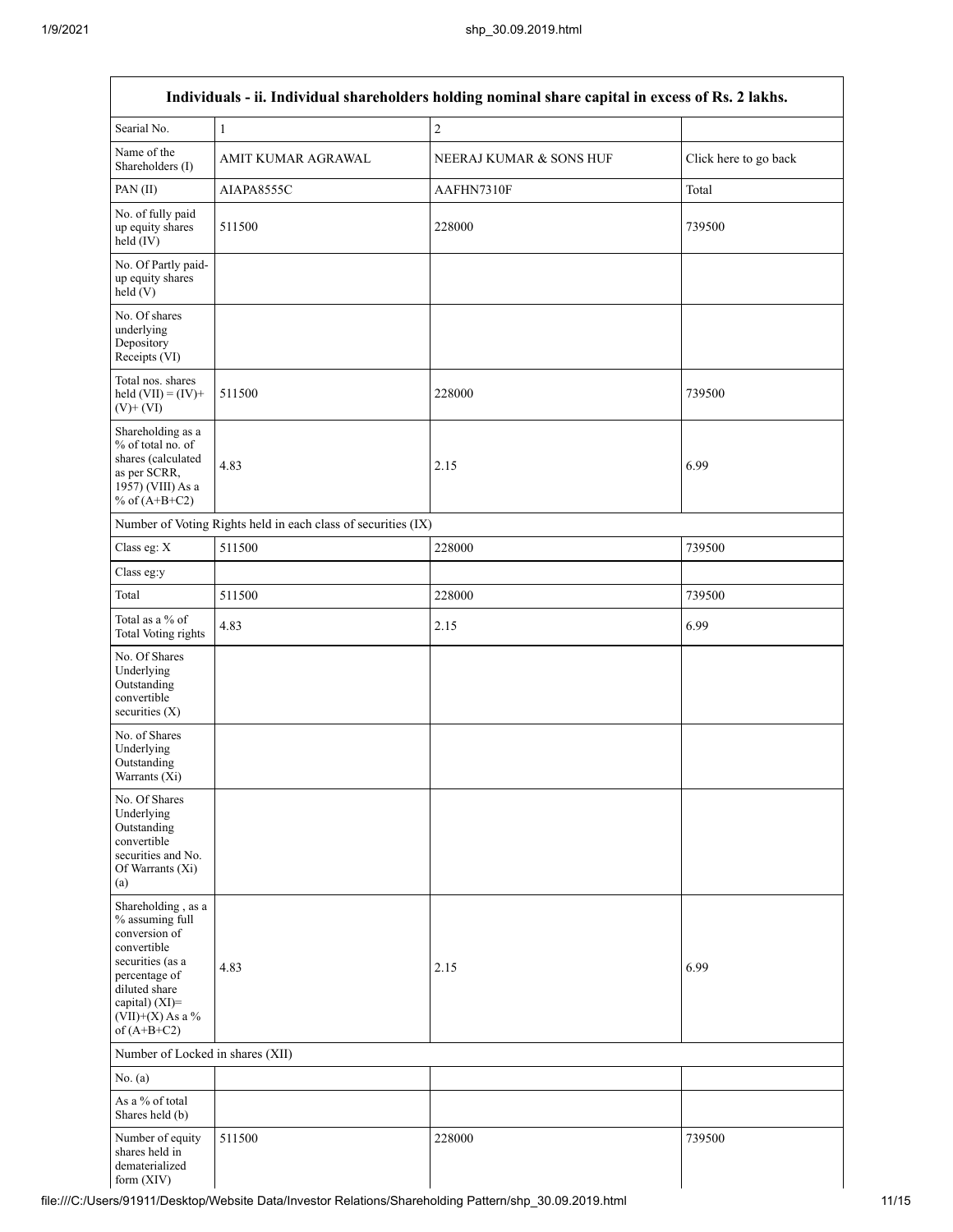| Individuals - ii. Individual shareholders holding nominal share capital in excess of Rs. 2 lakhs. | | | |
|---|---|---|---|
| Searial No. | 1 | 2 | |
| Name of the Shareholders (I) | AMIT KUMAR AGRAWAL | NEERAJ KUMAR & SONS HUF | Click here to go back |
| PAN (II) | AIAPA8555C | AAFHN7310F | Total |
| No. of fully paid up equity shares held (IV) | 511500 | 228000 | 739500 |
| No. Of Partly paid-up equity shares held (V) | | | |
| No. Of shares underlying Depository Receipts (VI) | | | |
| Total nos. shares held (VII) = (IV)+ (V)+ (VI) | 511500 | 228000 | 739500 |
| Shareholding as a % of total no. of shares (calculated as per SCRR, 1957) (VIII) As a % of (A+B+C2) | 4.83 | 2.15 | 6.99 |
| Number of Voting Rights held in each class of securities (IX) | | | |
| Class eg: X | 511500 | 228000 | 739500 |
| Class eg:y | | | |
| Total | 511500 | 228000 | 739500 |
| Total as a % of Total Voting rights | 4.83 | 2.15 | 6.99 |
| No. Of Shares Underlying Outstanding convertible securities (X) | | | |
| No. of Shares Underlying Outstanding Warrants (Xi) | | | |
| No. Of Shares Underlying Outstanding convertible securities and No. Of Warrants (Xi) (a) | | | |
| Shareholding , as a % assuming full conversion of convertible securities (as a percentage of diluted share capital) (XI)= (VII)+(X) As a % of (A+B+C2) | 4.83 | 2.15 | 6.99 |
| Number of Locked in shares (XII) | | | |
| No. (a) | | | |
| As a % of total Shares held (b) | | | |
| Number of equity shares held in dematerialized form (XIV) | 511500 | 228000 | 739500 |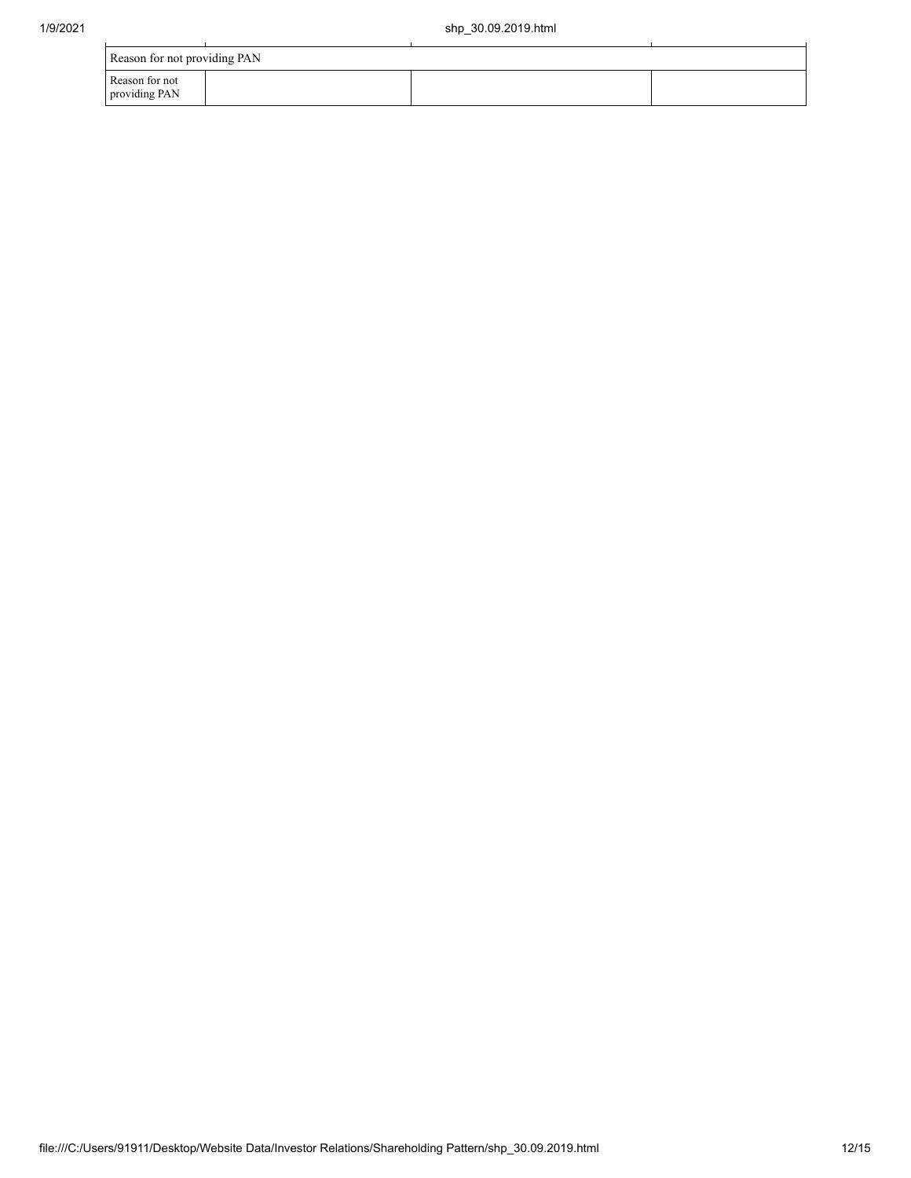| Reason for not providing PAN | | | |
|---|---|---|---|
| Reason for not providing PAN | | | |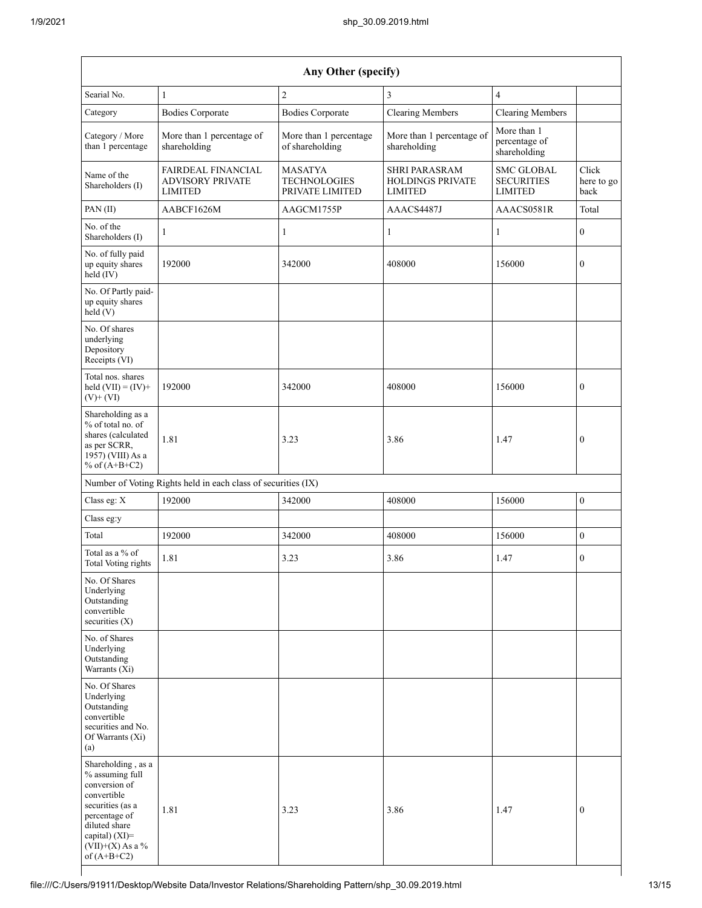| Any Other (specify) | | | | | |
|---|---|---|---|---|---|
| Searial No. | 1 | 2 | 3 | 4 | |
| Category | Bodies Corporate | Bodies Corporate | Clearing Members | Clearing Members | |
| Category / More than 1 percentage | More than 1 percentage of shareholding | More than 1 percentage of shareholding | More than 1 percentage of shareholding | More than 1 percentage of shareholding | |
| Name of the Shareholders (I) | FAIRDEAL FINANCIAL ADVISORY PRIVATE LIMITED | MASATYA TECHNOLOGIES PRIVATE LIMITED | SHRI PARASRAM HOLDINGS PRIVATE LIMITED | SMC GLOBAL SECURITIES LIMITED | Click here to go back |
| PAN (II) | AABCF1626M | AAGCM1755P | AAACS4487J | AAACS0581R | Total |
| No. of the Shareholders (I) | 1 | 1 | 1 | 1 | 0 |
| No. of fully paid up equity shares held (IV) | 192000 | 342000 | 408000 | 156000 | 0 |
| No. Of Partly paid-up equity shares held (V) | | | | | |
| No. Of shares underlying Depository Receipts (VI) | | | | | |
| Total nos. shares held (VII) = (IV)+(V)+ (VI) | 192000 | 342000 | 408000 | 156000 | 0 |
| Shareholding as a % of total no. of shares (calculated as per SCRR, 1957) (VIII) As a % of (A+B+C2) | 1.81 | 3.23 | 3.86 | 1.47 | 0 |
| Number of Voting Rights held in each class of securities (IX) | | | | | |
| Class eg: X | 192000 | 342000 | 408000 | 156000 | 0 |
| Class eg:y | | | | | |
| Total | 192000 | 342000 | 408000 | 156000 | 0 |
| Total as a % of Total Voting rights | 1.81 | 3.23 | 3.86 | 1.47 | 0 |
| No. Of Shares Underlying Outstanding convertible securities (X) | | | | | |
| No. of Shares Underlying Outstanding Warrants (Xi) | | | | | |
| No. Of Shares Underlying Outstanding convertible securities and No. Of Warrants (Xi) (a) | | | | | |
| Shareholding , as a % assuming full conversion of convertible securities (as a percentage of diluted share capital) (XI)= (VII)+(X) As a % of (A+B+C2) | 1.81 | 3.23 | 3.86 | 1.47 | 0 |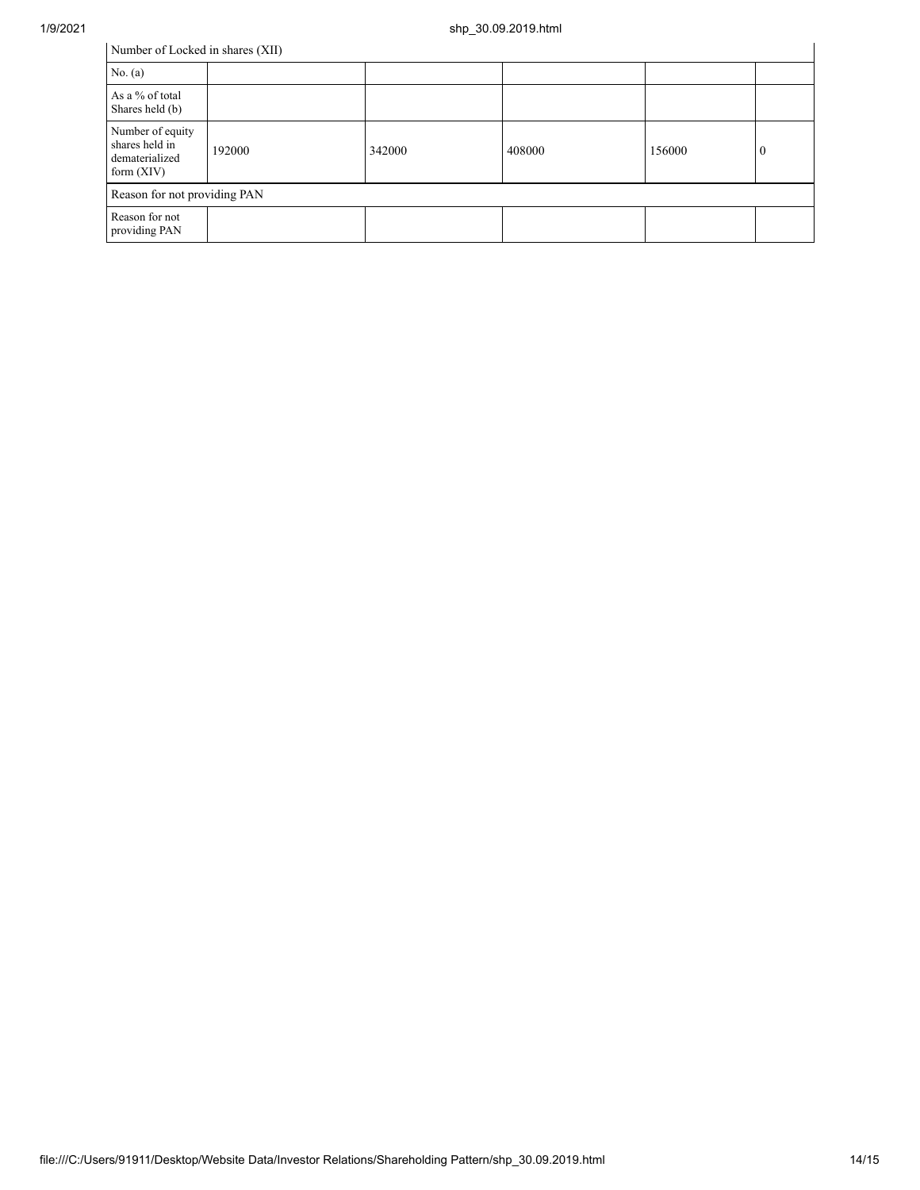| Number of Locked in shares (XII) | | | | | |
|---|---|---|---|---|---|
| No. (a) | | | | | |
| As a % of total Shares held (b) | | | | | |
| Number of equity shares held in dematerialized form (XIV) | 192000 | 342000 | 408000 | 156000 | 0 |
| Reason for not providing PAN | | | | | |
| Reason for not providing PAN | | | | | |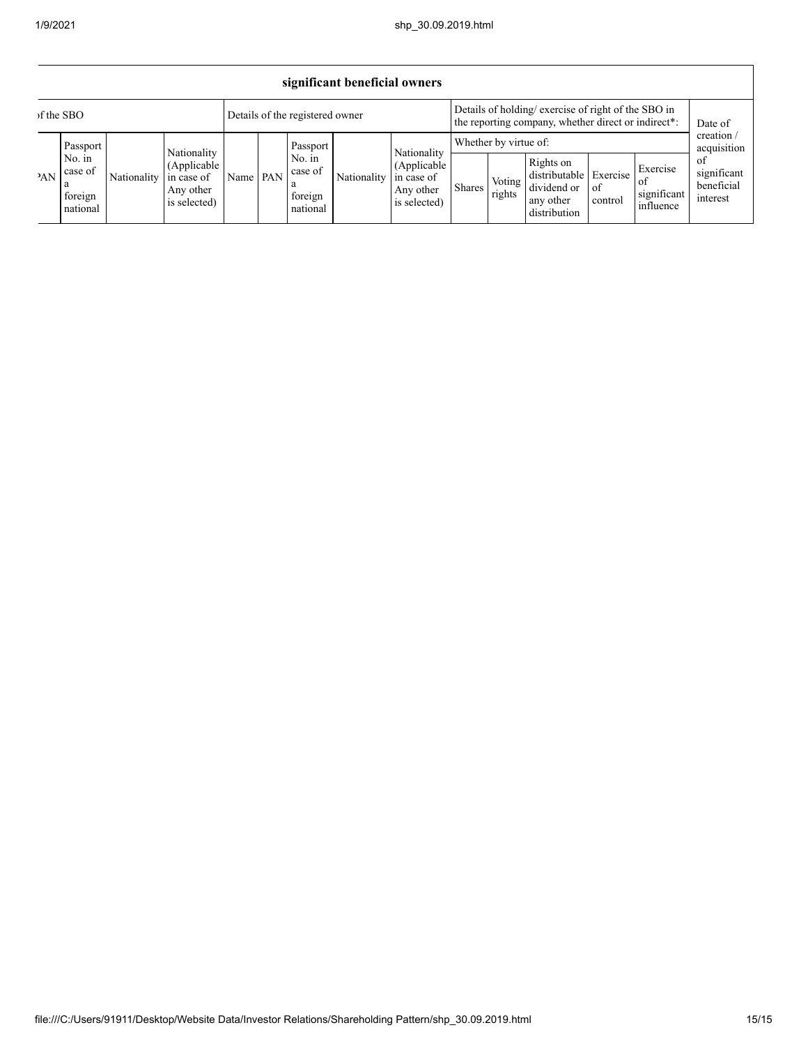| significant beneficial owners | | | | | | | | | | | | | | | |
|---|---|---|---|---|---|---|---|---|---|---|---|---|---|---|---|
| of the SBO | | | | Details of the registered owner | | | | | Details of holding/ exercise of right of the SBO in the reporting company, whether direct or indirect*: | | | | | | Date of creation / acquisition of significant beneficial interest |
| | | | | | | | | | Whether by virtue of: | | | | | | |
| PAN | Passport No. in case of a foreign national | Nationality | Nationality (Applicable in case of Any other is selected) | Name | PAN | Passport No. in case of a foreign national | Nationality | Nationality (Applicable in case of Any other is selected) | Shares | Voting rights | Rights on distributable dividend or any other distribution | Exercise of control | Exercise of significant influence | | |